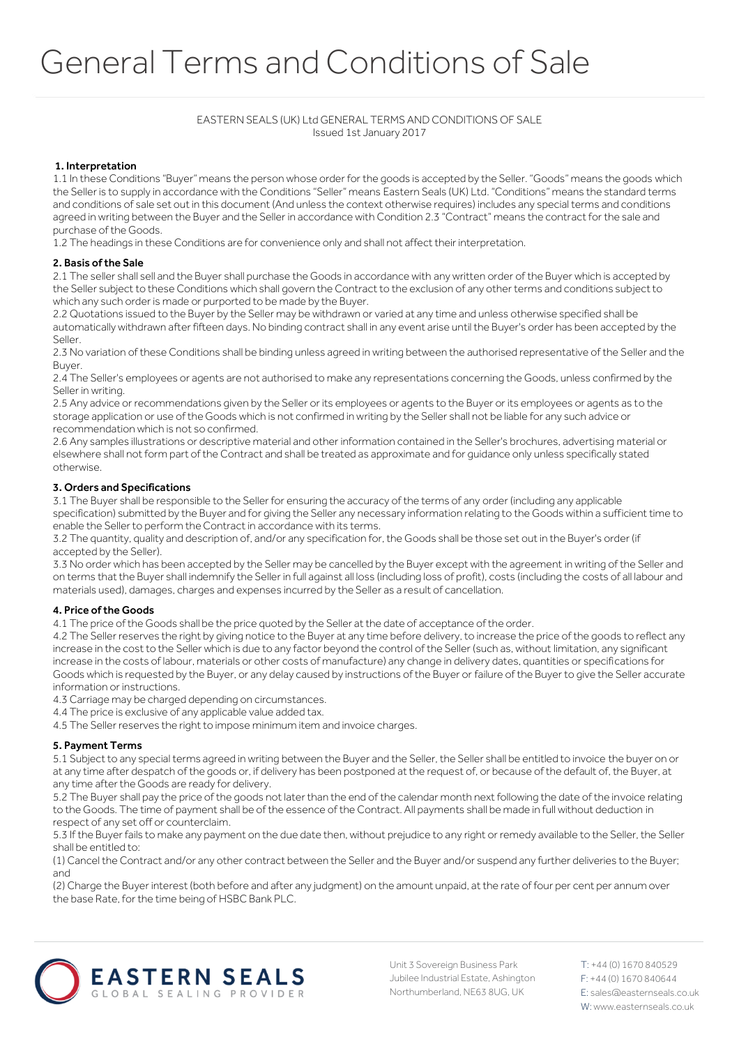# General Terms and Conditions of Sale

EASTERN SEALS (UK) Ltd GENERAL TERMS AND CONDITIONS OF SALE
Issued 1st January 2017

### 1. Interpretation

1.1 In these Conditions "Buyer" means the person whose order for the goods is accepted by the Seller. "Goods" means the goods which the Seller is to supply in accordance with the Conditions "Seller" means Eastern Seals (UK) Ltd. "Conditions" means the standard terms and conditions of sale set out in this document (And unless the context otherwise requires) includes any special terms and conditions agreed in writing between the Buyer and the Seller in accordance with Condition 2.3 "Contract" means the contract for the sale and purchase of the Goods.

1.2 The headings in these Conditions are for convenience only and shall not affect their interpretation.

### 2. Basis of the Sale

2.1 The seller shall sell and the Buyer shall purchase the Goods in accordance with any written order of the Buyer which is accepted by the Seller subject to these Conditions which shall govern the Contract to the exclusion of any other terms and conditions subject to which any such order is made or purported to be made by the Buyer.

2.2 Quotations issued to the Buyer by the Seller may be withdrawn or varied at any time and unless otherwise specified shall be automatically withdrawn after fifteen days. No binding contract shall in any event arise until the Buyer's order has been accepted by the Seller.

2.3 No variation of these Conditions shall be binding unless agreed in writing between the authorised representative of the Seller and the Buyer.

2.4 The Seller's employees or agents are not authorised to make any representations concerning the Goods, unless confirmed by the Seller in writing.

2.5 Any advice or recommendations given by the Seller or its employees or agents to the Buyer or its employees or agents as to the storage application or use of the Goods which is not confirmed in writing by the Seller shall not be liable for any such advice or recommendation which is not so confirmed.

2.6 Any samples illustrations or descriptive material and other information contained in the Seller's brochures, advertising material or elsewhere shall not form part of the Contract and shall be treated as approximate and for guidance only unless specifically stated otherwise.

### 3. Orders and Specifications

3.1 The Buyer shall be responsible to the Seller for ensuring the accuracy of the terms of any order (including any applicable specification) submitted by the Buyer and for giving the Seller any necessary information relating to the Goods within a sufficient time to enable the Seller to perform the Contract in accordance with its terms.

3.2 The quantity, quality and description of, and/or any specification for, the Goods shall be those set out in the Buyer's order (if accepted by the Seller).

3.3 No order which has been accepted by the Seller may be cancelled by the Buyer except with the agreement in writing of the Seller and on terms that the Buyer shall indemnify the Seller in full against all loss (including loss of profit), costs (including the costs of all labour and materials used), damages, charges and expenses incurred by the Seller as a result of cancellation.

### 4. Price of the Goods

4.1 The price of the Goods shall be the price quoted by the Seller at the date of acceptance of the order.

4.2 The Seller reserves the right by giving notice to the Buyer at any time before delivery, to increase the price of the goods to reflect any increase in the cost to the Seller which is due to any factor beyond the control of the Seller (such as, without limitation, any significant increase in the costs of labour, materials or other costs of manufacture) any change in delivery dates, quantities or specifications for Goods which is requested by the Buyer, or any delay caused by instructions of the Buyer or failure of the Buyer to give the Seller accurate information or instructions.

4.3 Carriage may be charged depending on circumstances.

4.4 The price is exclusive of any applicable value added tax.

4.5 The Seller reserves the right to impose minimum item and invoice charges.

### 5. Payment Terms

5.1 Subject to any special terms agreed in writing between the Buyer and the Seller, the Seller shall be entitled to invoice the buyer on or at any time after despatch of the goods or, if delivery has been postponed at the request of, or because of the default of, the Buyer, at any time after the Goods are ready for delivery.

5.2 The Buyer shall pay the price of the goods not later than the end of the calendar month next following the date of the invoice relating to the Goods. The time of payment shall be of the essence of the Contract. All payments shall be made in full without deduction in respect of any set off or counterclaim.

5.3 If the Buyer fails to make any payment on the due date then, without prejudice to any right or remedy available to the Seller, the Seller shall be entitled to:

(1) Cancel the Contract and/or any other contract between the Seller and the Buyer and/or suspend any further deliveries to the Buyer; and

(2) Charge the Buyer interest (both before and after any judgment) on the amount unpaid, at the rate of four per cent per annum over the base Rate, for the time being of HSBC Bank PLC.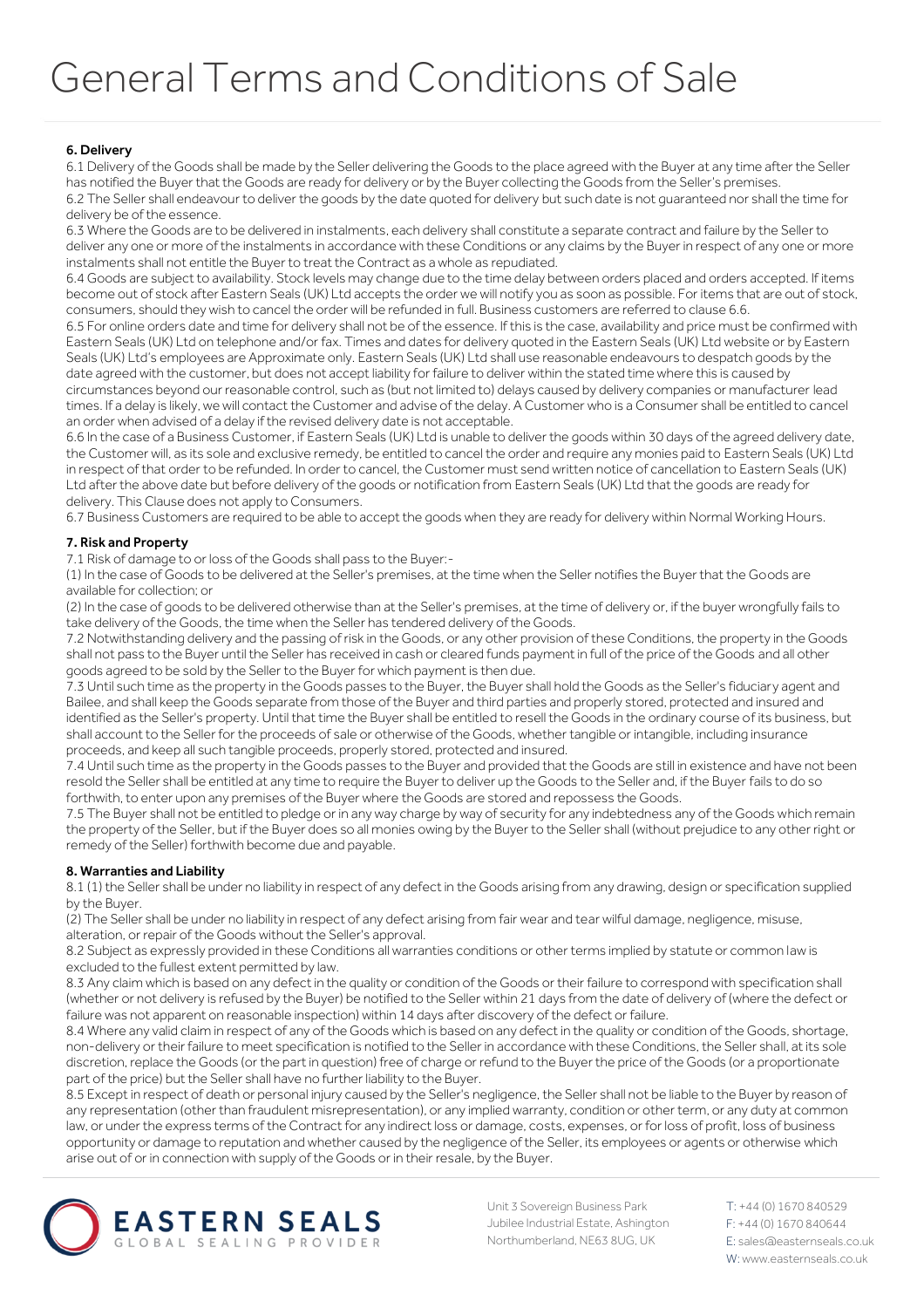# General Terms and Conditions of Sale

**6. Delivery**

6.1 Delivery of the Goods shall be made by the Seller delivering the Goods to the place agreed with the Buyer at any time after the Seller has notified the Buyer that the Goods are ready for delivery or by the Buyer collecting the Goods from the Seller's premises.

6.2 The Seller shall endeavour to deliver the goods by the date quoted for delivery but such date is not guaranteed nor shall the time for delivery be of the essence.

6.3 Where the Goods are to be delivered in instalments, each delivery shall constitute a separate contract and failure by the Seller to deliver any one or more of the instalments in accordance with these Conditions or any claims by the Buyer in respect of any one or more instalments shall not entitle the Buyer to treat the Contract as a whole as repudiated.

6.4 Goods are subject to availability. Stock levels may change due to the time delay between orders placed and orders accepted. If items become out of stock after Eastern Seals (UK) Ltd accepts the order we will notify you as soon as possible. For items that are out of stock, consumers, should they wish to cancel the order will be refunded in full. Business customers are referred to clause 6.6.

6.5 For online orders date and time for delivery shall not be of the essence. If this is the case, availability and price must be confirmed with Eastern Seals (UK) Ltd on telephone and/or fax. Times and dates for delivery quoted in the Eastern Seals (UK) Ltd website or by Eastern Seals (UK) Ltd's employees are Approximate only. Eastern Seals (UK) Ltd shall use reasonable endeavours to despatch goods by the date agreed with the customer, but does not accept liability for failure to deliver within the stated time where this is caused by circumstances beyond our reasonable control, such as (but not limited to) delays caused by delivery companies or manufacturer lead times. If a delay is likely, we will contact the Customer and advise of the delay. A Customer who is a Consumer shall be entitled to cancel an order when advised of a delay if the revised delivery date is not acceptable.

6.6 In the case of a Business Customer, if Eastern Seals (UK) Ltd is unable to deliver the goods within 30 days of the agreed delivery date, the Customer will, as its sole and exclusive remedy, be entitled to cancel the order and require any monies paid to Eastern Seals (UK) Ltd in respect of that order to be refunded. In order to cancel, the Customer must send written notice of cancellation to Eastern Seals (UK) Ltd after the above date but before delivery of the goods or notification from Eastern Seals (UK) Ltd that the goods are ready for delivery. This Clause does not apply to Consumers.

6.7 Business Customers are required to be able to accept the goods when they are ready for delivery within Normal Working Hours.

**7. Risk and Property**

7.1 Risk of damage to or loss of the Goods shall pass to the Buyer:-

(1) In the case of Goods to be delivered at the Seller's premises, at the time when the Seller notifies the Buyer that the Goods are available for collection; or

(2) In the case of goods to be delivered otherwise than at the Seller's premises, at the time of delivery or, if the buyer wrongfully fails to take delivery of the Goods, the time when the Seller has tendered delivery of the Goods.

7.2 Notwithstanding delivery and the passing of risk in the Goods, or any other provision of these Conditions, the property in the Goods shall not pass to the Buyer until the Seller has received in cash or cleared funds payment in full of the price of the Goods and all other goods agreed to be sold by the Seller to the Buyer for which payment is then due.

7.3 Until such time as the property in the Goods passes to the Buyer, the Buyer shall hold the Goods as the Seller's fiduciary agent and Bailee, and shall keep the Goods separate from those of the Buyer and third parties and properly stored, protected and insured and identified as the Seller's property. Until that time the Buyer shall be entitled to resell the Goods in the ordinary course of its business, but shall account to the Seller for the proceeds of sale or otherwise of the Goods, whether tangible or intangible, including insurance proceeds, and keep all such tangible proceeds, properly stored, protected and insured.

7.4 Until such time as the property in the Goods passes to the Buyer and provided that the Goods are still in existence and have not been resold the Seller shall be entitled at any time to require the Buyer to deliver up the Goods to the Seller and, if the Buyer fails to do so forthwith, to enter upon any premises of the Buyer where the Goods are stored and repossess the Goods.

7.5 The Buyer shall not be entitled to pledge or in any way charge by way of security for any indebtedness any of the Goods which remain the property of the Seller, but if the Buyer does so all monies owing by the Buyer to the Seller shall (without prejudice to any other right or remedy of the Seller) forthwith become due and payable.

**8. Warranties and Liability**

8.1 (1) the Seller shall be under no liability in respect of any defect in the Goods arising from any drawing, design or specification supplied by the Buyer.

(2) The Seller shall be under no liability in respect of any defect arising from fair wear and tear wilful damage, negligence, misuse, alteration, or repair of the Goods without the Seller's approval.

8.2 Subject as expressly provided in these Conditions all warranties conditions or other terms implied by statute or common law is excluded to the fullest extent permitted by law.

8.3 Any claim which is based on any defect in the quality or condition of the Goods or their failure to correspond with specification shall (whether or not delivery is refused by the Buyer) be notified to the Seller within 21 days from the date of delivery of (where the defect or failure was not apparent on reasonable inspection) within 14 days after discovery of the defect or failure.

8.4 Where any valid claim in respect of any of the Goods which is based on any defect in the quality or condition of the Goods, shortage, non-delivery or their failure to meet specification is notified to the Seller in accordance with these Conditions, the Seller shall, at its sole discretion, replace the Goods (or the part in question) free of charge or refund to the Buyer the price of the Goods (or a proportionate part of the price) but the Seller shall have no further liability to the Buyer.

8.5 Except in respect of death or personal injury caused by the Seller's negligence, the Seller shall not be liable to the Buyer by reason of any representation (other than fraudulent misrepresentation), or any implied warranty, condition or other term, or any duty at common law, or under the express terms of the Contract for any indirect loss or damage, costs, expenses, or for loss of profit, loss of business opportunity or damage to reputation and whether caused by the negligence of the Seller, its employees or agents or otherwise which arise out of or in connection with supply of the Goods or in their resale, by the Buyer.

EASTERN SEALS
GLOBAL SEALING PROVIDER

Unit 3 Sovereign Business Park
Jubilee Industrial Estate, Ashington
Northumberland, NE63 8UG, UK

T: +44 (0) 1670 840529
F: +44 (0) 1670 840644
E: sales@easternseals.co.uk
W: www.easternseals.co.uk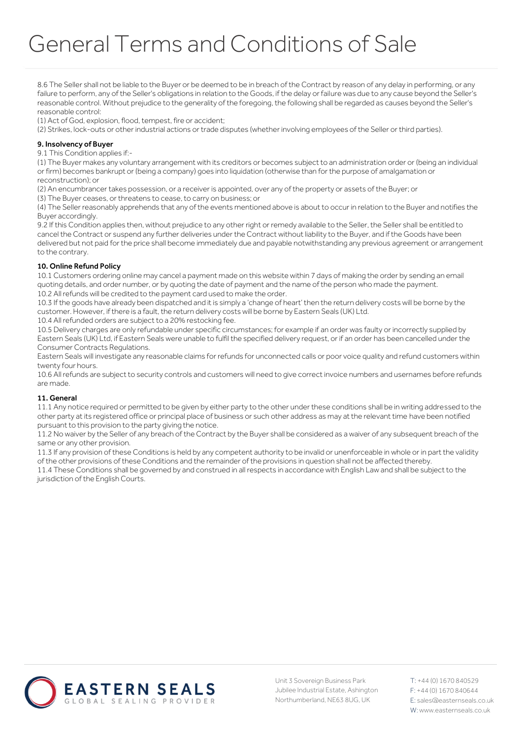8.6 The Seller shall not be liable to the Buyer or be deemed to be in breach of the Contract by reason of any delay in performing, or any failure to perform, any of the Seller's obligations in relation to the Goods, if the delay or failure was due to any cause beyond the Seller's reasonable control. Without prejudice to the generality of the foregoing, the following shall be regarded as causes beyond the Seller's reasonable control:
(1) Act of God, explosion, flood, tempest, fire or accident;
(2) Strikes, lock-outs or other industrial actions or trade disputes (whether involving employees of the Seller or third parties).

**9. Insolvency of Buyer**
9.1 This Condition applies if:-
(1) The Buyer makes any voluntary arrangement with its creditors or becomes subject to an administration order or (being an individual or firm) becomes bankrupt or (being a company) goes into liquidation (otherwise than for the purpose of amalgamation or reconstruction); or
(2) An encumbrancer takes possession, or a receiver is appointed, over any of the property or assets of the Buyer; or
(3) The Buyer ceases, or threatens to cease, to carry on business; or
(4) The Seller reasonably apprehends that any of the events mentioned above is about to occur in relation to the Buyer and notifies the Buyer accordingly.
9.2 If this Condition applies then, without prejudice to any other right or remedy available to the Seller, the Seller shall be entitled to cancel the Contract or suspend any further deliveries under the Contract without liability to the Buyer, and if the Goods have been delivered but not paid for the price shall become immediately due and payable notwithstanding any previous agreement or arrangement to the contrary.

**10. Online Refund Policy**
10.1 Customers ordering online may cancel a payment made on this website within 7 days of making the order by sending an email quoting details, and order number, or by quoting the date of payment and the name of the person who made the payment.
10.2 All refunds will be credited to the payment card used to make the order.
10.3 If the goods have already been dispatched and it is simply a 'change of heart' then the return delivery costs will be borne by the customer. However, if there is a fault, the return delivery costs will be borne by Eastern Seals (UK) Ltd.
10.4 All refunded orders are subject to a 20% restocking fee.
10.5 Delivery charges are only refundable under specific circumstances; for example if an order was faulty or incorrectly supplied by Eastern Seals (UK) Ltd, if Eastern Seals were unable to fulfil the specified delivery request, or if an order has been cancelled under the Consumer Contracts Regulations.
Eastern Seals will investigate any reasonable claims for refunds for unconnected calls or poor voice quality and refund customers within twenty four hours.
10.6 All refunds are subject to security controls and customers will need to give correct invoice numbers and usernames before refunds are made.

**11. General**
11.1 Any notice required or permitted to be given by either party to the other under these conditions shall be in writing addressed to the other party at its registered office or principal place of business or such other address as may at the relevant time have been notified pursuant to this provision to the party giving the notice.
11.2 No waiver by the Seller of any breach of the Contract by the Buyer shall be considered as a waiver of any subsequent breach of the same or any other provision.
11.3 If any provision of these Conditions is held by any competent authority to be invalid or unenforceable in whole or in part the validity of the other provisions of these Conditions and the remainder of the provisions in question shall not be affected thereby.
11.4 These Conditions shall be governed by and construed in all respects in accordance with English Law and shall be subject to the jurisdiction of the English Courts.